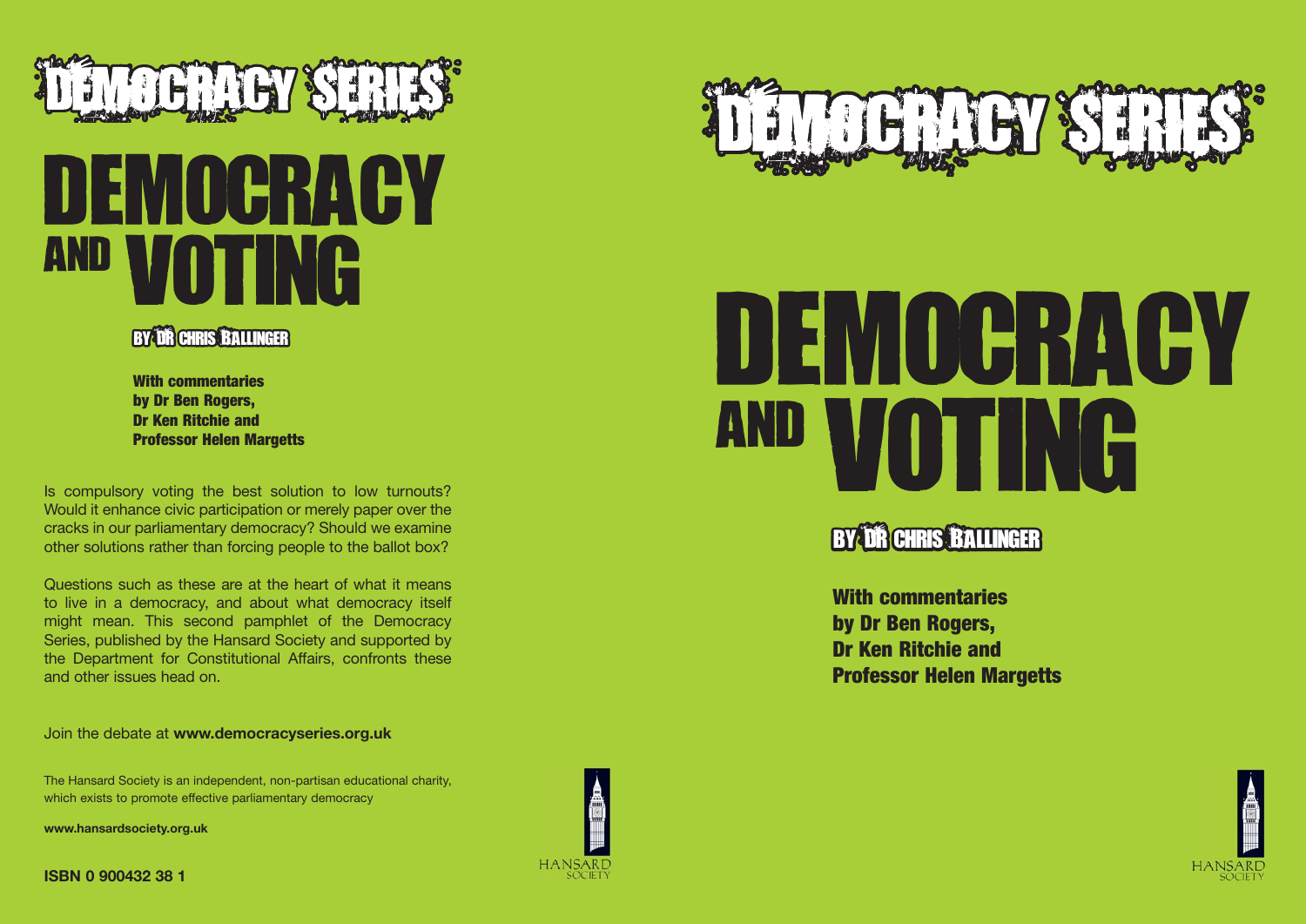# DEMOCRACY SERIES

# DEMOCRACY AND VOTING

## BY DR CHRIS BALLINGER

**With commentaries by Dr Ben Rogers, Dr Ken Ritchie and Professor Helen Margetts**

Is compulsory voting the best solution to low turnouts? Would it enhance civic participation or merely paper over the cracks in our parliamentary democracy? Should we examine other solutions rather than forcing people to the ballot box?

Questions such as these are at the heart of what it means to live in a democracy, and about what democracy itself might mean. This second pamphlet of the Democracy Series, published by the Hansard Society and supported by the Department for Constitutional Affairs, confronts these and other issues head on.

Join the debate at **www.democracyseries.org.uk**

The Hansard Society is an independent, non-partisan educational charity, which exists to promote effective parliamentary democracy

**www.hansardsociety.org.uk**

**ISBN 0 900432 38 1**

HANSARD SOCIETY

# DEMOCRACY SERIES

# DEMOCRACY AND VOTING

## BY DR CHRIS BALLINGER

**With commentaries by Dr Ben Rogers, Dr Ken Ritchie and Professor Helen Margetts**

HANSARD SOCIETY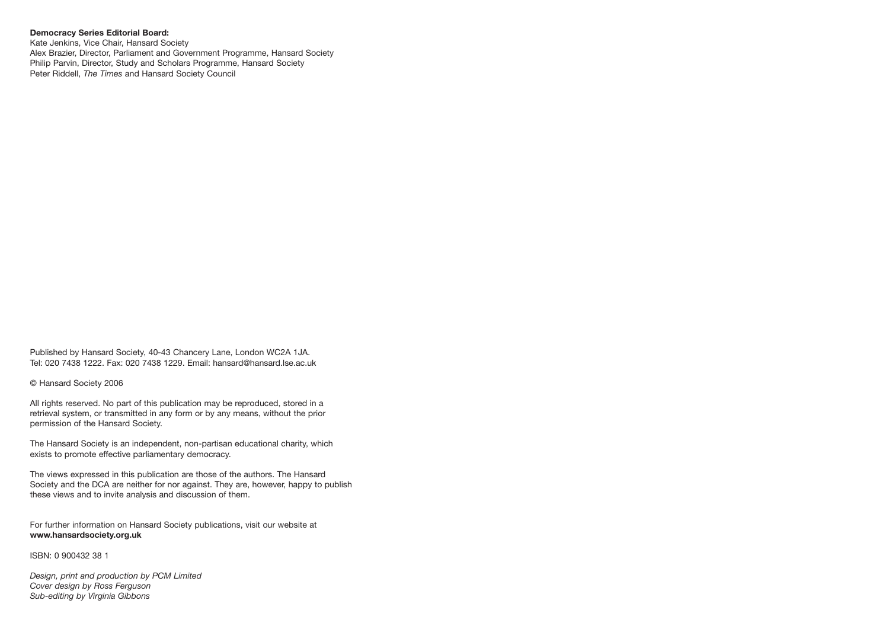**Democracy Series Editorial Board:**
Kate Jenkins, Vice Chair, Hansard Society
Alex Brazier, Director, Parliament and Government Programme, Hansard Society
Philip Parvin, Director, Study and Scholars Programme, Hansard Society
Peter Riddell, *The Times* and Hansard Society Council

Published by Hansard Society, 40-43 Chancery Lane, London WC2A 1JA.
Tel: 020 7438 1222. Fax: 020 7438 1229. Email: hansard@hansard.lse.ac.uk

© Hansard Society 2006

All rights reserved. No part of this publication may be reproduced, stored in a retrieval system, or transmitted in any form or by any means, without the prior permission of the Hansard Society.

The Hansard Society is an independent, non-partisan educational charity, which exists to promote effective parliamentary democracy.

The views expressed in this publication are those of the authors. The Hansard Society and the DCA are neither for nor against. They are, however, happy to publish these views and to invite analysis and discussion of them.

For further information on Hansard Society publications, visit our website at **www.hansardsociety.org.uk**

ISBN: 0 900432 38 1

*Design, print and production by PCM Limited*
*Cover design by Ross Ferguson*
*Sub-editing by Virginia Gibbons*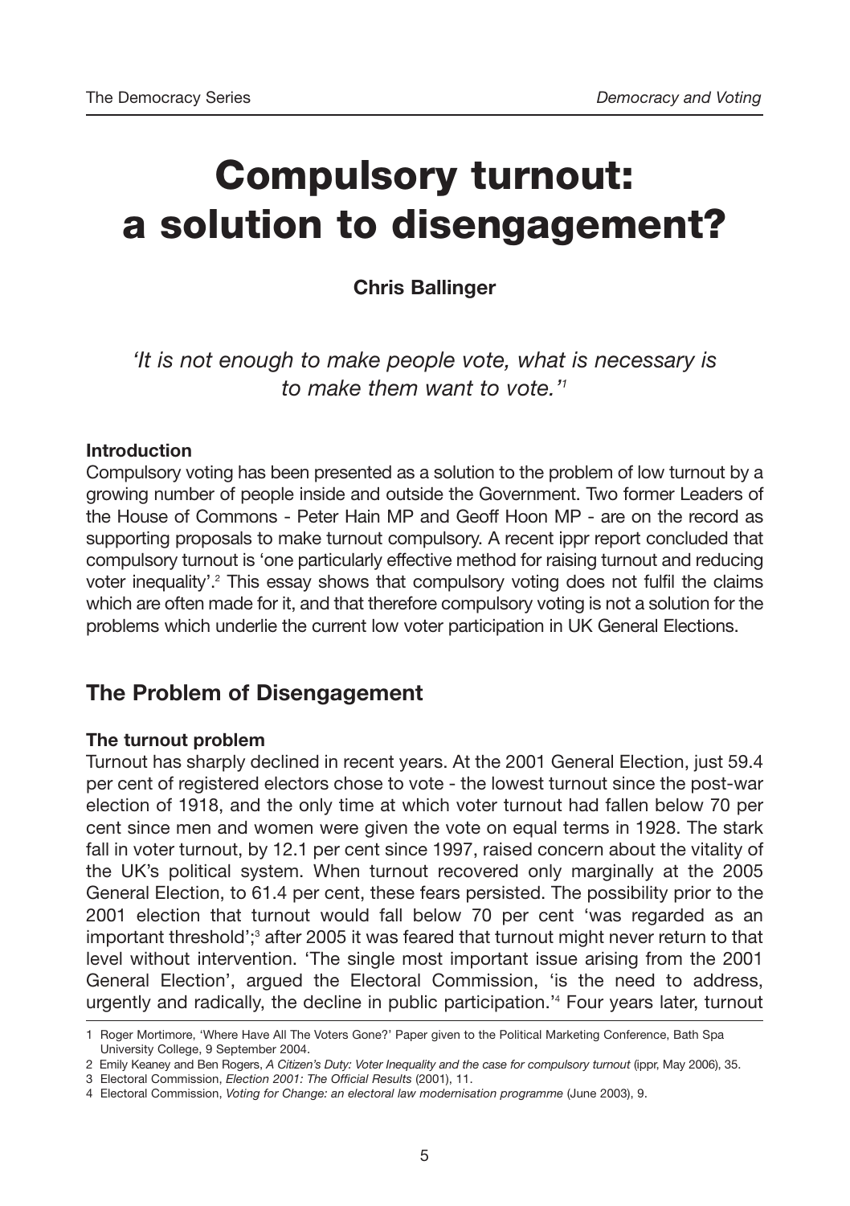# Compulsory turnout: a solution to disengagement?

**Chris Ballinger**

*'It is not enough to make people vote, what is necessary is to make them want to vote.'*[1]

**Introduction**

Compulsory voting has been presented as a solution to the problem of low turnout by a growing number of people inside and outside the Government. Two former Leaders of the House of Commons - Peter Hain MP and Geoff Hoon MP - are on the record as supporting proposals to make turnout compulsory. A recent ippr report concluded that compulsory turnout is 'one particularly effective method for raising turnout and reducing voter inequality'.[2] This essay shows that compulsory voting does not fulfil the claims which are often made for it, and that therefore compulsory voting is not a solution for the problems which underlie the current low voter participation in UK General Elections.

## The Problem of Disengagement

**The turnout problem**

Turnout has sharply declined in recent years. At the 2001 General Election, just 59.4 per cent of registered electors chose to vote - the lowest turnout since the post-war election of 1918, and the only time at which voter turnout had fallen below 70 per cent since men and women were given the vote on equal terms in 1928. The stark fall in voter turnout, by 12.1 per cent since 1997, raised concern about the vitality of the UK's political system. When turnout recovered only marginally at the 2005 General Election, to 61.4 per cent, these fears persisted. The possibility prior to the 2001 election that turnout would fall below 70 per cent 'was regarded as an important threshold';[3] after 2005 it was feared that turnout might never return to that level without intervention. 'The single most important issue arising from the 2001 General Election', argued the Electoral Commission, 'is the need to address, urgently and radically, the decline in public participation.'[4] Four years later, turnout

---

1 Roger Mortimore, 'Where Have All The Voters Gone?' Paper given to the Political Marketing Conference, Bath Spa University College, 9 September 2004.

2 Emily Keaney and Ben Rogers, *A Citizen's Duty: Voter Inequality and the case for compulsory turnout* (ippr, May 2006), 35.

3 Electoral Commission, *Election 2001: The Official Results* (2001), 11.

4 Electoral Commission, *Voting for Change: an electoral law modernisation programme* (June 2003), 9.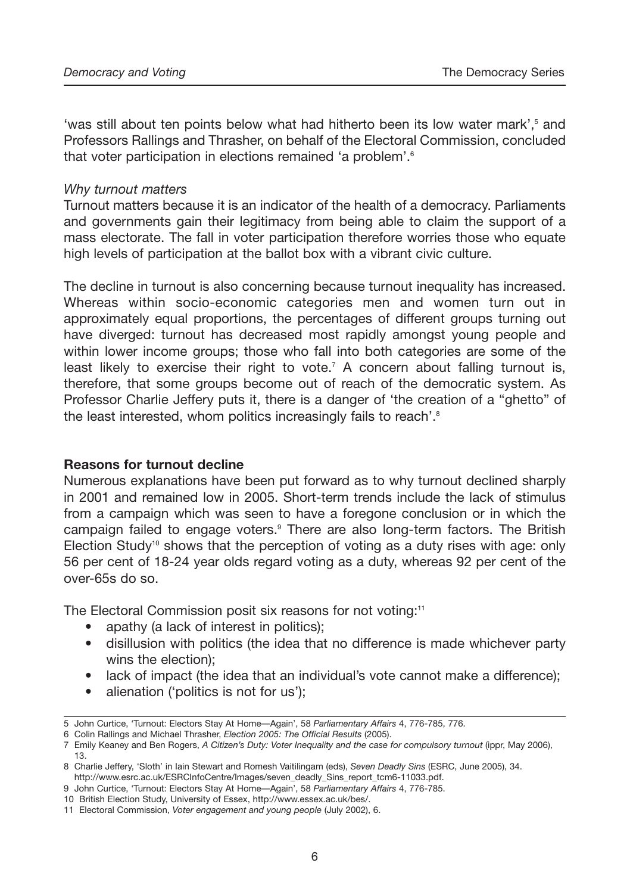'was still about ten points below what had hitherto been its low water mark',[5] and Professors Rallings and Thrasher, on behalf of the Electoral Commission, concluded that voter participation in elections remained 'a problem'.[6]

*Why turnout matters*

Turnout matters because it is an indicator of the health of a democracy. Parliaments and governments gain their legitimacy from being able to claim the support of a mass electorate. The fall in voter participation therefore worries those who equate high levels of participation at the ballot box with a vibrant civic culture.

The decline in turnout is also concerning because turnout inequality has increased. Whereas within socio-economic categories men and women turn out in approximately equal proportions, the percentages of different groups turning out have diverged: turnout has decreased most rapidly amongst young people and within lower income groups; those who fall into both categories are some of the least likely to exercise their right to vote.[7] A concern about falling turnout is, therefore, that some groups become out of reach of the democratic system. As Professor Charlie Jeffery puts it, there is a danger of 'the creation of a "ghetto" of the least interested, whom politics increasingly fails to reach'.[8]

**Reasons for turnout decline**

Numerous explanations have been put forward as to why turnout declined sharply in 2001 and remained low in 2005. Short-term trends include the lack of stimulus from a campaign which was seen to have a foregone conclusion or in which the campaign failed to engage voters.[9] There are also long-term factors. The British Election Study[10] shows that the perception of voting as a duty rises with age: only 56 per cent of 18-24 year olds regard voting as a duty, whereas 92 per cent of the over-65s do so.

The Electoral Commission posit six reasons for not voting:[11]

- apathy (a lack of interest in politics);
- disillusion with politics (the idea that no difference is made whichever party wins the election);
- lack of impact (the idea that an individual's vote cannot make a difference);
- alienation ('politics is not for us');

---

5 John Curtice, 'Turnout: Electors Stay At Home—Again', 58 *Parliamentary Affairs* 4, 776-785, 776.

6 Colin Rallings and Michael Thrasher, *Election 2005: The Official Results* (2005).

7 Emily Keaney and Ben Rogers, *A Citizen's Duty: Voter Inequality and the case for compulsory turnout* (ippr, May 2006), 13.

8 Charlie Jeffery, 'Sloth' in Iain Stewart and Romesh Vaitilingam (eds), *Seven Deadly Sins* (ESRC, June 2005), 34. http://www.esrc.ac.uk/ESRCInfoCentre/Images/seven_deadly_Sins_report_tcm6-11033.pdf.

9 John Curtice, 'Turnout: Electors Stay At Home—Again', 58 *Parliamentary Affairs* 4, 776-785.

10 British Election Study, University of Essex, http://www.essex.ac.uk/bes/.

11 Electoral Commission, *Voter engagement and young people* (July 2002), 6.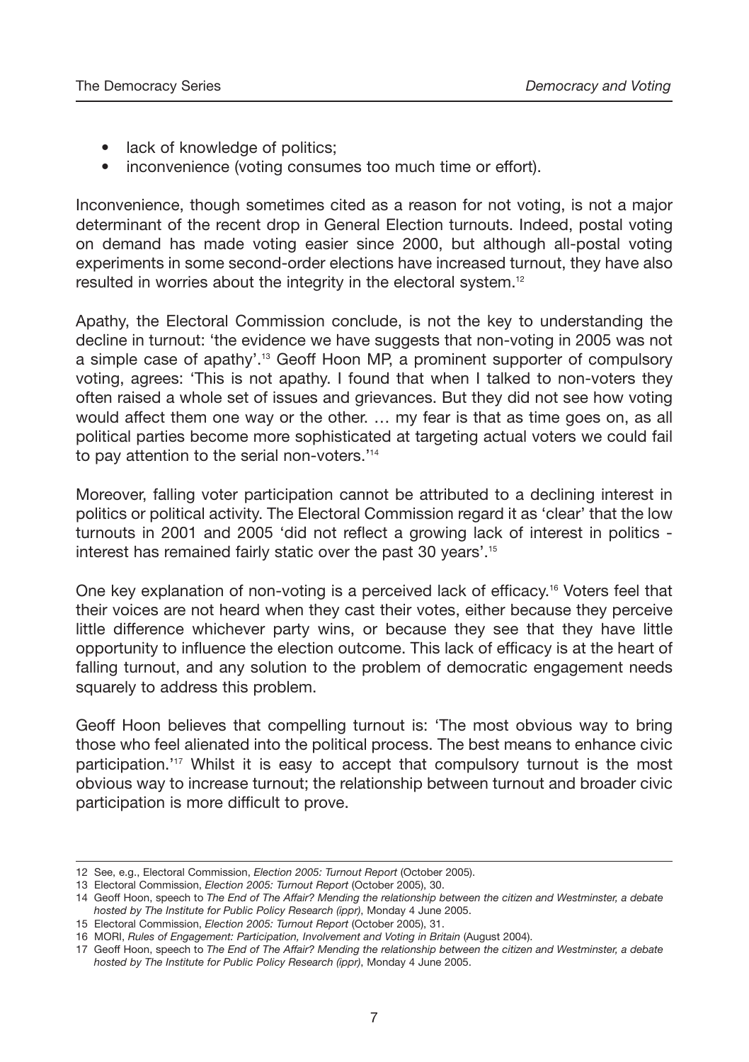- lack of knowledge of politics;
- inconvenience (voting consumes too much time or effort).

Inconvenience, though sometimes cited as a reason for not voting, is not a major determinant of the recent drop in General Election turnouts. Indeed, postal voting on demand has made voting easier since 2000, but although all-postal voting experiments in some second-order elections have increased turnout, they have also resulted in worries about the integrity in the electoral system.[12]

Apathy, the Electoral Commission conclude, is not the key to understanding the decline in turnout: 'the evidence we have suggests that non-voting in 2005 was not a simple case of apathy'.[13] Geoff Hoon MP, a prominent supporter of compulsory voting, agrees: 'This is not apathy. I found that when I talked to non-voters they often raised a whole set of issues and grievances. But they did not see how voting would affect them one way or the other. … my fear is that as time goes on, as all political parties become more sophisticated at targeting actual voters we could fail to pay attention to the serial non-voters.'[14]

Moreover, falling voter participation cannot be attributed to a declining interest in politics or political activity. The Electoral Commission regard it as 'clear' that the low turnouts in 2001 and 2005 'did not reflect a growing lack of interest in politics - interest has remained fairly static over the past 30 years'.[15]

One key explanation of non-voting is a perceived lack of efficacy.[16] Voters feel that their voices are not heard when they cast their votes, either because they perceive little difference whichever party wins, or because they see that they have little opportunity to influence the election outcome. This lack of efficacy is at the heart of falling turnout, and any solution to the problem of democratic engagement needs squarely to address this problem.

Geoff Hoon believes that compelling turnout is: 'The most obvious way to bring those who feel alienated into the political process. The best means to enhance civic participation.'[17] Whilst it is easy to accept that compulsory turnout is the most obvious way to increase turnout; the relationship between turnout and broader civic participation is more difficult to prove.

---

12 See, e.g., Electoral Commission, *Election 2005: Turnout Report* (October 2005).

13 Electoral Commission, *Election 2005: Turnout Report* (October 2005), 30.

14 Geoff Hoon, speech to *The End of The Affair? Mending the relationship between the citizen and Westminster, a debate hosted by The Institute for Public Policy Research (ippr)*, Monday 4 June 2005.

15 Electoral Commission, *Election 2005: Turnout Report* (October 2005), 31.

16 MORI, *Rules of Engagement: Participation, Involvement and Voting in Britain* (August 2004).

17 Geoff Hoon, speech to *The End of The Affair? Mending the relationship between the citizen and Westminster, a debate hosted by The Institute for Public Policy Research (ippr)*, Monday 4 June 2005.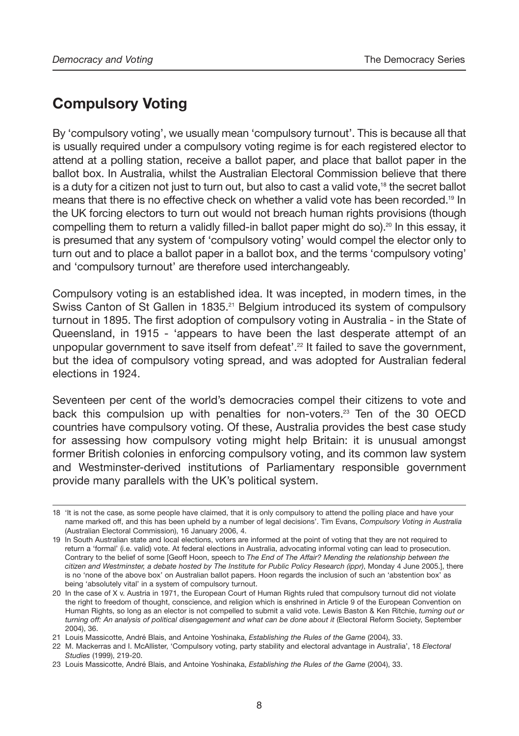## Compulsory Voting

By 'compulsory voting', we usually mean 'compulsory turnout'. This is because all that is usually required under a compulsory voting regime is for each registered elector to attend at a polling station, receive a ballot paper, and place that ballot paper in the ballot box. In Australia, whilst the Australian Electoral Commission believe that there is a duty for a citizen not just to turn out, but also to cast a valid vote,[18] the secret ballot means that there is no effective check on whether a valid vote has been recorded.[19] In the UK forcing electors to turn out would not breach human rights provisions (though compelling them to return a validly filled-in ballot paper might do so).[20] In this essay, it is presumed that any system of 'compulsory voting' would compel the elector only to turn out and to place a ballot paper in a ballot box, and the terms 'compulsory voting' and 'compulsory turnout' are therefore used interchangeably.

Compulsory voting is an established idea. It was incepted, in modern times, in the Swiss Canton of St Gallen in 1835.[21] Belgium introduced its system of compulsory turnout in 1895. The first adoption of compulsory voting in Australia - in the State of Queensland, in 1915 - 'appears to have been the last desperate attempt of an unpopular government to save itself from defeat'.[22] It failed to save the government, but the idea of compulsory voting spread, and was adopted for Australian federal elections in 1924.

Seventeen per cent of the world's democracies compel their citizens to vote and back this compulsion up with penalties for non-voters.[23] Ten of the 30 OECD countries have compulsory voting. Of these, Australia provides the best case study for assessing how compulsory voting might help Britain: it is unusual amongst former British colonies in enforcing compulsory voting, and its common law system and Westminster-derived institutions of Parliamentary responsible government provide many parallels with the UK's political system.

---

18 'It is not the case, as some people have claimed, that it is only compulsory to attend the polling place and have your name marked off, and this has been upheld by a number of legal decisions'. Tim Evans, *Compulsory Voting in Australia* (Australian Electoral Commission), 16 January 2006, 4.

19 In South Australian state and local elections, voters are informed at the point of voting that they are not required to return a 'formal' (i.e. valid) vote. At federal elections in Australia, advocating informal voting can lead to prosecution. Contrary to the belief of some [Geoff Hoon, speech to *The End of The Affair? Mending the relationship between the citizen and Westminster, a debate hosted by The Institute for Public Policy Research (ippr)*, Monday 4 June 2005.], there is no 'none of the above box' on Australian ballot papers. Hoon regards the inclusion of such an 'abstention box' as being 'absolutely vital' in a system of compulsory turnout.

20 In the case of X v. Austria in 1971, the European Court of Human Rights ruled that compulsory turnout did not violate the right to freedom of thought, conscience, and religion which is enshrined in Article 9 of the European Convention on Human Rights, so long as an elector is not compelled to submit a valid vote. Lewis Baston & Ken Ritchie, *turning out or turning off: An analysis of political disengagement and what can be done about it* (Electoral Reform Society, September 2004), 36.

21 Louis Massicotte, André Blais, and Antoine Yoshinaka, *Establishing the Rules of the Game* (2004), 33.

22 M. Mackerras and I. McAllister, 'Compulsory voting, party stability and electoral advantage in Australia', 18 *Electoral Studies* (1999), 219-20.

23 Louis Massicotte, André Blais, and Antoine Yoshinaka, *Establishing the Rules of the Game* (2004), 33.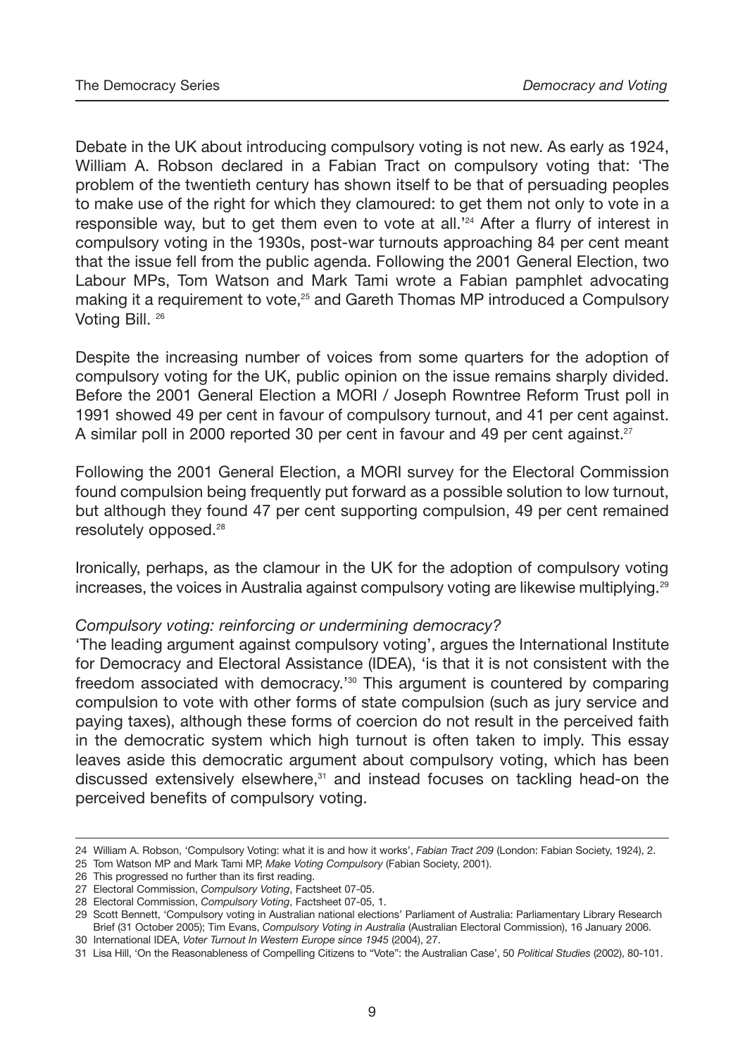Debate in the UK about introducing compulsory voting is not new. As early as 1924, William A. Robson declared in a Fabian Tract on compulsory voting that: 'The problem of the twentieth century has shown itself to be that of persuading peoples to make use of the right for which they clamoured: to get them not only to vote in a responsible way, but to get them even to vote at all.'[24] After a flurry of interest in compulsory voting in the 1930s, post-war turnouts approaching 84 per cent meant that the issue fell from the public agenda. Following the 2001 General Election, two Labour MPs, Tom Watson and Mark Tami wrote a Fabian pamphlet advocating making it a requirement to vote,[25] and Gareth Thomas MP introduced a Compulsory Voting Bill. [26]

Despite the increasing number of voices from some quarters for the adoption of compulsory voting for the UK, public opinion on the issue remains sharply divided. Before the 2001 General Election a MORI / Joseph Rowntree Reform Trust poll in 1991 showed 49 per cent in favour of compulsory turnout, and 41 per cent against. A similar poll in 2000 reported 30 per cent in favour and 49 per cent against.[27]

Following the 2001 General Election, a MORI survey for the Electoral Commission found compulsion being frequently put forward as a possible solution to low turnout, but although they found 47 per cent supporting compulsion, 49 per cent remained resolutely opposed.[28]

Ironically, perhaps, as the clamour in the UK for the adoption of compulsory voting increases, the voices in Australia against compulsory voting are likewise multiplying.[29]

*Compulsory voting: reinforcing or undermining democracy?*

'The leading argument against compulsory voting', argues the International Institute for Democracy and Electoral Assistance (IDEA), 'is that it is not consistent with the freedom associated with democracy.'[30] This argument is countered by comparing compulsion to vote with other forms of state compulsion (such as jury service and paying taxes), although these forms of coercion do not result in the perceived faith in the democratic system which high turnout is often taken to imply. This essay leaves aside this democratic argument about compulsory voting, which has been discussed extensively elsewhere,[31] and instead focuses on tackling head-on the perceived benefits of compulsory voting.

---

24 William A. Robson, 'Compulsory Voting: what it is and how it works', *Fabian Tract 209* (London: Fabian Society, 1924), 2.

25 Tom Watson MP and Mark Tami MP, *Make Voting Compulsory* (Fabian Society, 2001).

26 This progressed no further than its first reading.

27 Electoral Commission, *Compulsory Voting*, Factsheet 07-05.

28 Electoral Commission, *Compulsory Voting*, Factsheet 07-05, 1.

29 Scott Bennett, 'Compulsory voting in Australian national elections' Parliament of Australia: Parliamentary Library Research Brief (31 October 2005); Tim Evans, *Compulsory Voting in Australia* (Australian Electoral Commission), 16 January 2006.

30 International IDEA, *Voter Turnout In Western Europe since 1945* (2004), 27.

31 Lisa Hill, 'On the Reasonableness of Compelling Citizens to "Vote": the Australian Case', 50 *Political Studies* (2002), 80-101.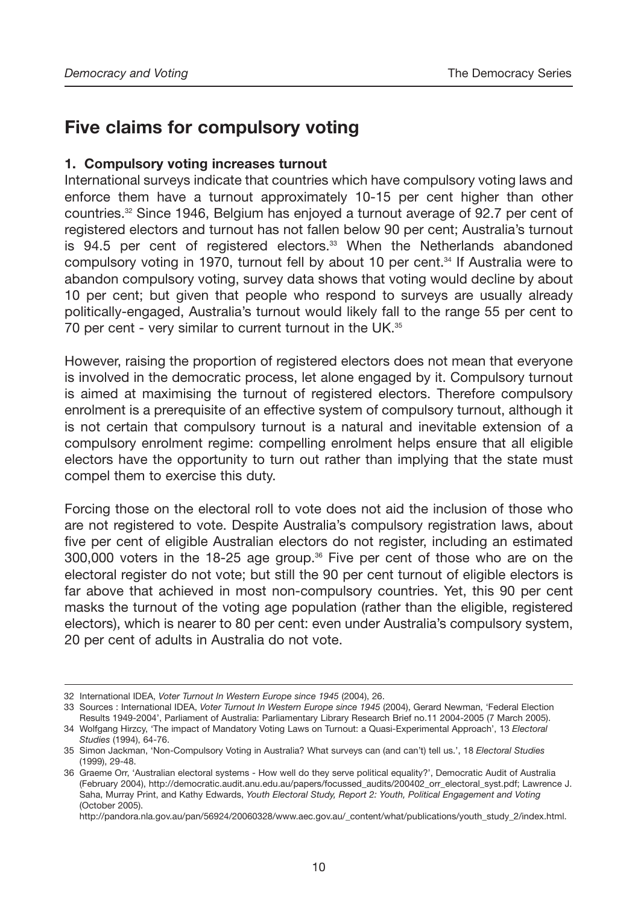## Five claims for compulsory voting

### 1. Compulsory voting increases turnout

International surveys indicate that countries which have compulsory voting laws and enforce them have a turnout approximately 10-15 per cent higher than other countries.[32] Since 1946, Belgium has enjoyed a turnout average of 92.7 per cent of registered electors and turnout has not fallen below 90 per cent; Australia's turnout is 94.5 per cent of registered electors.[33] When the Netherlands abandoned compulsory voting in 1970, turnout fell by about 10 per cent.[34] If Australia were to abandon compulsory voting, survey data shows that voting would decline by about 10 per cent; but given that people who respond to surveys are usually already politically-engaged, Australia's turnout would likely fall to the range 55 per cent to 70 per cent - very similar to current turnout in the UK.[35]

However, raising the proportion of registered electors does not mean that everyone is involved in the democratic process, let alone engaged by it. Compulsory turnout is aimed at maximising the turnout of registered electors. Therefore compulsory enrolment is a prerequisite of an effective system of compulsory turnout, although it is not certain that compulsory turnout is a natural and inevitable extension of a compulsory enrolment regime: compelling enrolment helps ensure that all eligible electors have the opportunity to turn out rather than implying that the state must compel them to exercise this duty.

Forcing those on the electoral roll to vote does not aid the inclusion of those who are not registered to vote. Despite Australia's compulsory registration laws, about five per cent of eligible Australian electors do not register, including an estimated 300,000 voters in the 18-25 age group.[36] Five per cent of those who are on the electoral register do not vote; but still the 90 per cent turnout of eligible electors is far above that achieved in most non-compulsory countries. Yet, this 90 per cent masks the turnout of the voting age population (rather than the eligible, registered electors), which is nearer to 80 per cent: even under Australia's compulsory system, 20 per cent of adults in Australia do not vote.

---

32 International IDEA, *Voter Turnout In Western Europe since 1945* (2004), 26.

33 Sources : International IDEA, *Voter Turnout In Western Europe since 1945* (2004), Gerard Newman, 'Federal Election Results 1949-2004', Parliament of Australia: Parliamentary Library Research Brief no.11 2004-2005 (7 March 2005).

34 Wolfgang Hirzcy, 'The impact of Mandatory Voting Laws on Turnout: a Quasi-Experimental Approach', 13 *Electoral Studies* (1994), 64-76.

35 Simon Jackman, 'Non-Compulsory Voting in Australia? What surveys can (and can't) tell us.', 18 *Electoral Studies* (1999), 29-48.

36 Graeme Orr, 'Australian electoral systems - How well do they serve political equality?', Democratic Audit of Australia (February 2004), http://democratic.audit.anu.edu.au/papers/focussed_audits/200402_orr_electoral_syst.pdf; Lawrence J. Saha, Murray Print, and Kathy Edwards, *Youth Electoral Study, Report 2: Youth, Political Engagement and Voting* (October 2005).
http://pandora.nla.gov.au/pan/56924/20060328/www.aec.gov.au/_content/what/publications/youth_study_2/index.html.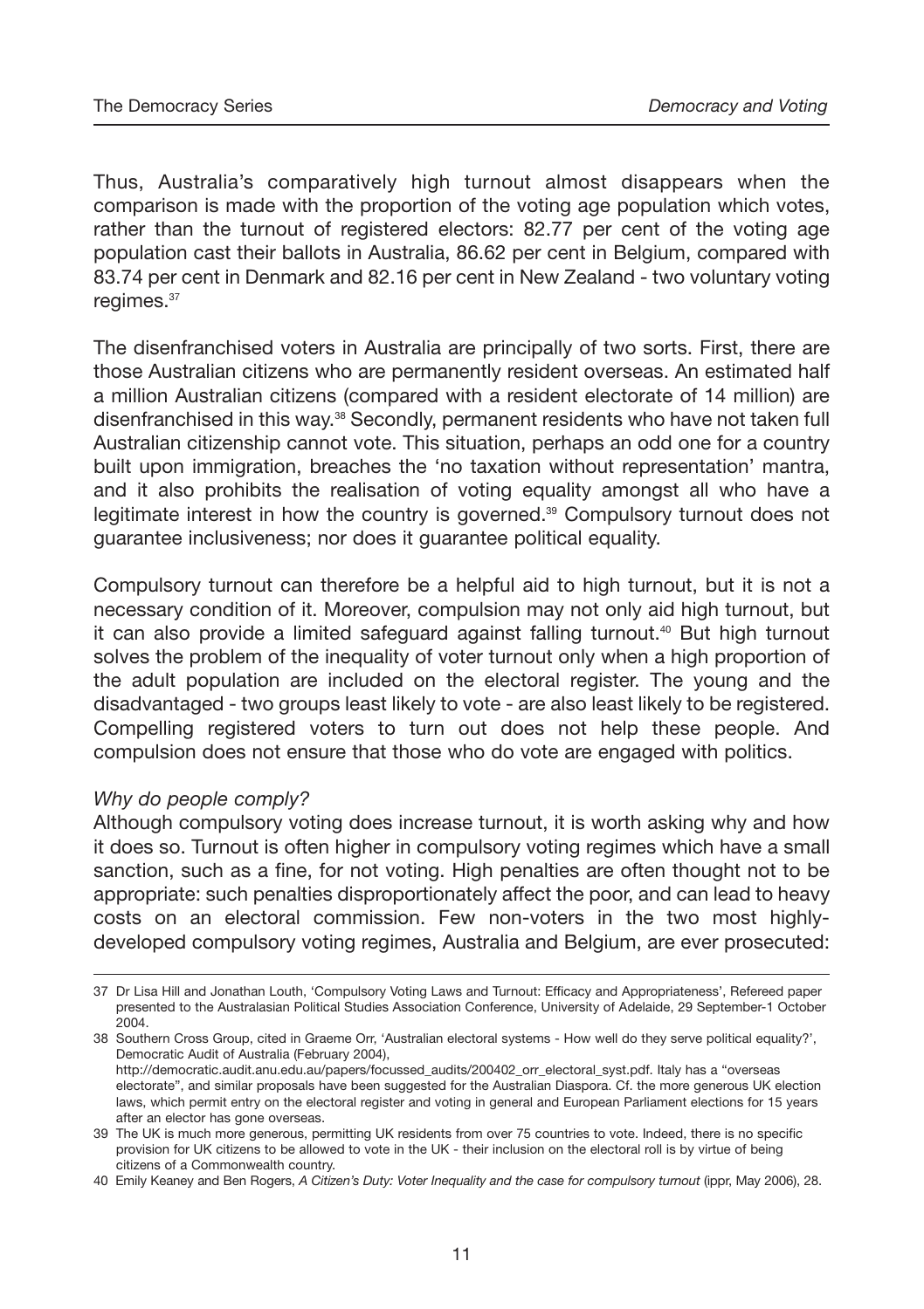Thus, Australia's comparatively high turnout almost disappears when the comparison is made with the proportion of the voting age population which votes, rather than the turnout of registered electors: 82.77 per cent of the voting age population cast their ballots in Australia, 86.62 per cent in Belgium, compared with 83.74 per cent in Denmark and 82.16 per cent in New Zealand - two voluntary voting regimes.[37]

The disenfranchised voters in Australia are principally of two sorts. First, there are those Australian citizens who are permanently resident overseas. An estimated half a million Australian citizens (compared with a resident electorate of 14 million) are disenfranchised in this way.[38] Secondly, permanent residents who have not taken full Australian citizenship cannot vote. This situation, perhaps an odd one for a country built upon immigration, breaches the 'no taxation without representation' mantra, and it also prohibits the realisation of voting equality amongst all who have a legitimate interest in how the country is governed.[39] Compulsory turnout does not guarantee inclusiveness; nor does it guarantee political equality.

Compulsory turnout can therefore be a helpful aid to high turnout, but it is not a necessary condition of it. Moreover, compulsion may not only aid high turnout, but it can also provide a limited safeguard against falling turnout.[40] But high turnout solves the problem of the inequality of voter turnout only when a high proportion of the adult population are included on the electoral register. The young and the disadvantaged - two groups least likely to vote - are also least likely to be registered. Compelling registered voters to turn out does not help these people. And compulsion does not ensure that those who do vote are engaged with politics.

*Why do people comply?*

Although compulsory voting does increase turnout, it is worth asking why and how it does so. Turnout is often higher in compulsory voting regimes which have a small sanction, such as a fine, for not voting. High penalties are often thought not to be appropriate: such penalties disproportionately affect the poor, and can lead to heavy costs on an electoral commission. Few non-voters in the two most highly-developed compulsory voting regimes, Australia and Belgium, are ever prosecuted:

---

37 Dr Lisa Hill and Jonathan Louth, 'Compulsory Voting Laws and Turnout: Efficacy and Appropriateness', Refereed paper presented to the Australasian Political Studies Association Conference, University of Adelaide, 29 September-1 October 2004.

38 Southern Cross Group, cited in Graeme Orr, 'Australian electoral systems - How well do they serve political equality?', Democratic Audit of Australia (February 2004), http://democratic.audit.anu.edu.au/papers/focussed_audits/200402_orr_electoral_syst.pdf. Italy has a "overseas electorate", and similar proposals have been suggested for the Australian Diaspora. Cf. the more generous UK election laws, which permit entry on the electoral register and voting in general and European Parliament elections for 15 years after an elector has gone overseas.

39 The UK is much more generous, permitting UK residents from over 75 countries to vote. Indeed, there is no specific provision for UK citizens to be allowed to vote in the UK - their inclusion on the electoral roll is by virtue of being citizens of a Commonwealth country.

40 Emily Keaney and Ben Rogers, *A Citizen's Duty: Voter Inequality and the case for compulsory turnout* (ippr, May 2006), 28.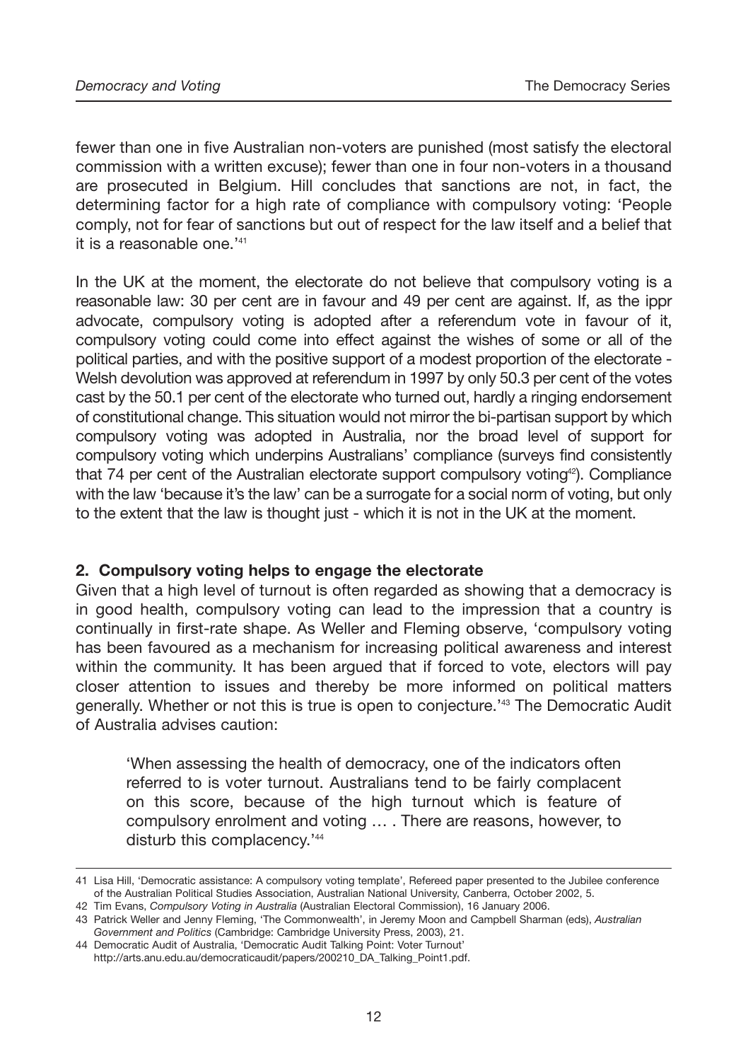fewer than one in five Australian non-voters are punished (most satisfy the electoral commission with a written excuse); fewer than one in four non-voters in a thousand are prosecuted in Belgium. Hill concludes that sanctions are not, in fact, the determining factor for a high rate of compliance with compulsory voting: 'People comply, not for fear of sanctions but out of respect for the law itself and a belief that it is a reasonable one.'[41]

In the UK at the moment, the electorate do not believe that compulsory voting is a reasonable law: 30 per cent are in favour and 49 per cent are against. If, as the ippr advocate, compulsory voting is adopted after a referendum vote in favour of it, compulsory voting could come into effect against the wishes of some or all of the political parties, and with the positive support of a modest proportion of the electorate - Welsh devolution was approved at referendum in 1997 by only 50.3 per cent of the votes cast by the 50.1 per cent of the electorate who turned out, hardly a ringing endorsement of constitutional change. This situation would not mirror the bi-partisan support by which compulsory voting was adopted in Australia, nor the broad level of support for compulsory voting which underpins Australians' compliance (surveys find consistently that 74 per cent of the Australian electorate support compulsory voting[42]). Compliance with the law 'because it's the law' can be a surrogate for a social norm of voting, but only to the extent that the law is thought just - which it is not in the UK at the moment.

**2. Compulsory voting helps to engage the electorate**

Given that a high level of turnout is often regarded as showing that a democracy is in good health, compulsory voting can lead to the impression that a country is continually in first-rate shape. As Weller and Fleming observe, 'compulsory voting has been favoured as a mechanism for increasing political awareness and interest within the community. It has been argued that if forced to vote, electors will pay closer attention to issues and thereby be more informed on political matters generally. Whether or not this is true is open to conjecture.'[43] The Democratic Audit of Australia advises caution:

> 'When assessing the health of democracy, one of the indicators often referred to is voter turnout. Australians tend to be fairly complacent on this score, because of the high turnout which is feature of compulsory enrolment and voting … . There are reasons, however, to disturb this complacency.'[44]

---

41 Lisa Hill, 'Democratic assistance: A compulsory voting template', Refereed paper presented to the Jubilee conference of the Australian Political Studies Association, Australian National University, Canberra, October 2002, 5.

42 Tim Evans, *Compulsory Voting in Australia* (Australian Electoral Commission), 16 January 2006.

43 Patrick Weller and Jenny Fleming, 'The Commonwealth', in Jeremy Moon and Campbell Sharman (eds), *Australian Government and Politics* (Cambridge: Cambridge University Press, 2003), 21.

44 Democratic Audit of Australia, 'Democratic Audit Talking Point: Voter Turnout' http://arts.anu.edu.au/democraticaudit/papers/200210_DA_Talking_Point1.pdf.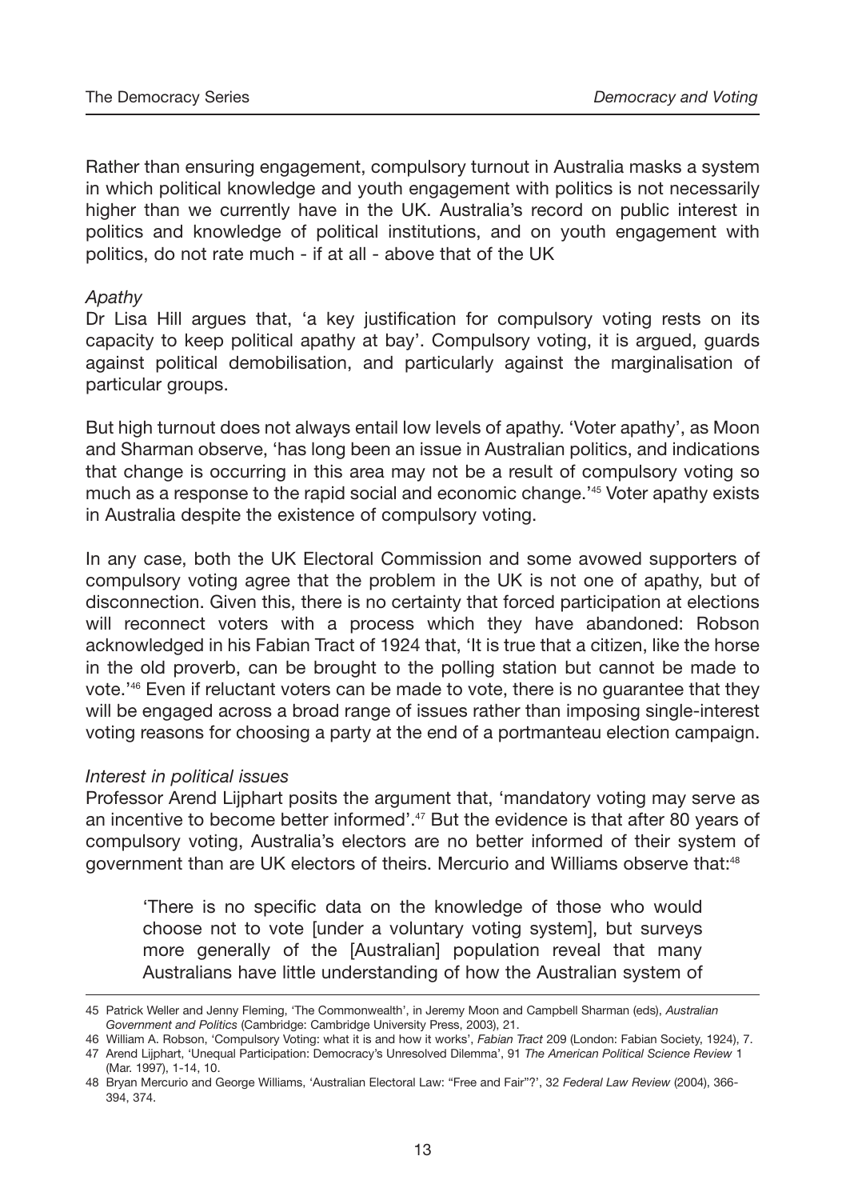Rather than ensuring engagement, compulsory turnout in Australia masks a system in which political knowledge and youth engagement with politics is not necessarily higher than we currently have in the UK. Australia's record on public interest in politics and knowledge of political institutions, and on youth engagement with politics, do not rate much - if at all - above that of the UK

*Apathy*

Dr Lisa Hill argues that, 'a key justification for compulsory voting rests on its capacity to keep political apathy at bay'. Compulsory voting, it is argued, guards against political demobilisation, and particularly against the marginalisation of particular groups.

But high turnout does not always entail low levels of apathy. 'Voter apathy', as Moon and Sharman observe, 'has long been an issue in Australian politics, and indications that change is occurring in this area may not be a result of compulsory voting so much as a response to the rapid social and economic change.'[45] Voter apathy exists in Australia despite the existence of compulsory voting.

In any case, both the UK Electoral Commission and some avowed supporters of compulsory voting agree that the problem in the UK is not one of apathy, but of disconnection. Given this, there is no certainty that forced participation at elections will reconnect voters with a process which they have abandoned: Robson acknowledged in his Fabian Tract of 1924 that, 'It is true that a citizen, like the horse in the old proverb, can be brought to the polling station but cannot be made to vote.'[46] Even if reluctant voters can be made to vote, there is no guarantee that they will be engaged across a broad range of issues rather than imposing single-interest voting reasons for choosing a party at the end of a portmanteau election campaign.

*Interest in political issues*

Professor Arend Lijphart posits the argument that, 'mandatory voting may serve as an incentive to become better informed'.[47] But the evidence is that after 80 years of compulsory voting, Australia's electors are no better informed of their system of government than are UK electors of theirs. Mercurio and Williams observe that:[48]

> 'There is no specific data on the knowledge of those who would choose not to vote [under a voluntary voting system], but surveys more generally of the [Australian] population reveal that many Australians have little understanding of how the Australian system of

---

45 Patrick Weller and Jenny Fleming, 'The Commonwealth', in Jeremy Moon and Campbell Sharman (eds), *Australian Government and Politics* (Cambridge: Cambridge University Press, 2003), 21.

46 William A. Robson, 'Compulsory Voting: what it is and how it works', *Fabian Tract* 209 (London: Fabian Society, 1924), 7.

47 Arend Lijphart, 'Unequal Participation: Democracy's Unresolved Dilemma', 91 *The American Political Science Review* 1 (Mar. 1997), 1-14, 10.

48 Bryan Mercurio and George Williams, 'Australian Electoral Law: "Free and Fair"?', 32 *Federal Law Review* (2004), 366-394, 374.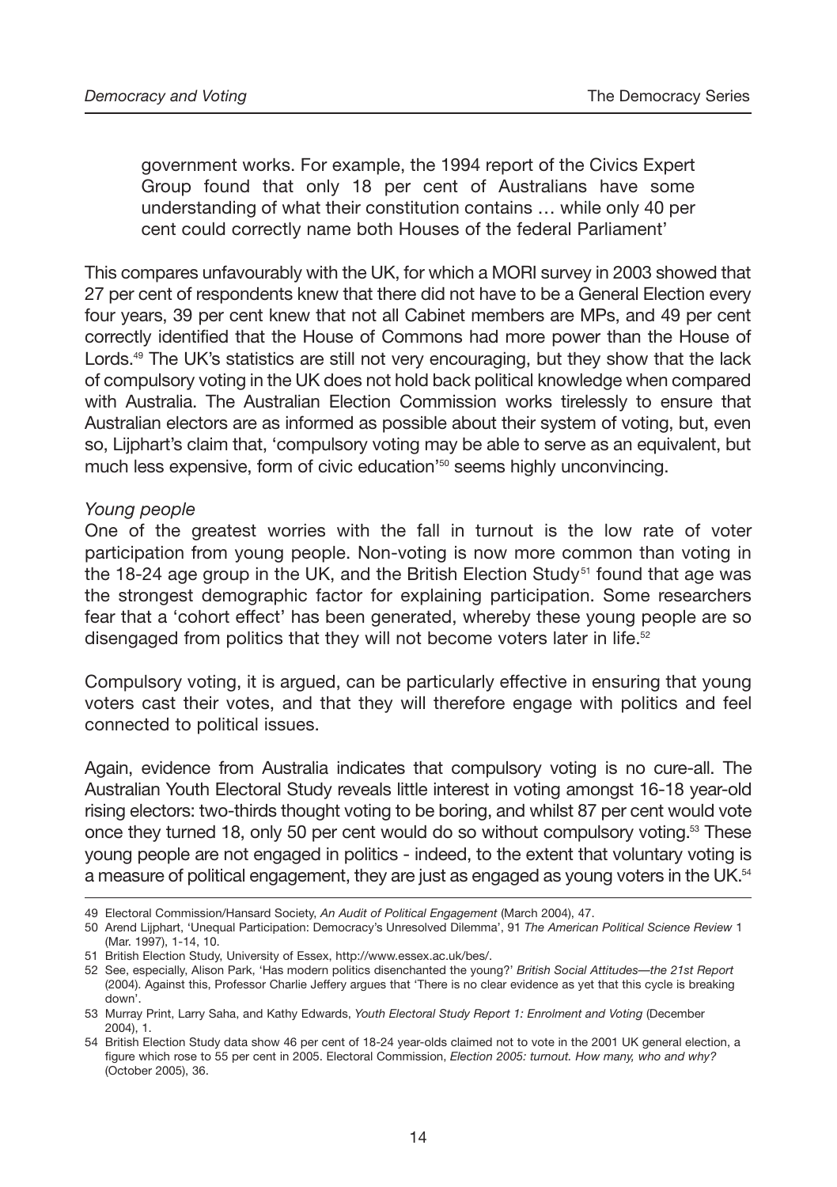> government works. For example, the 1994 report of the Civics Expert Group found that only 18 per cent of Australians have some understanding of what their constitution contains … while only 40 per cent could correctly name both Houses of the federal Parliament'

This compares unfavourably with the UK, for which a MORI survey in 2003 showed that 27 per cent of respondents knew that there did not have to be a General Election every four years, 39 per cent knew that not all Cabinet members are MPs, and 49 per cent correctly identified that the House of Commons had more power than the House of Lords.[49] The UK's statistics are still not very encouraging, but they show that the lack of compulsory voting in the UK does not hold back political knowledge when compared with Australia. The Australian Election Commission works tirelessly to ensure that Australian electors are as informed as possible about their system of voting, but, even so, Lijphart's claim that, 'compulsory voting may be able to serve as an equivalent, but much less expensive, form of civic education'[50] seems highly unconvincing.

*Young people*

One of the greatest worries with the fall in turnout is the low rate of voter participation from young people. Non-voting is now more common than voting in the 18-24 age group in the UK, and the British Election Study[51] found that age was the strongest demographic factor for explaining participation. Some researchers fear that a 'cohort effect' has been generated, whereby these young people are so disengaged from politics that they will not become voters later in life.[52]

Compulsory voting, it is argued, can be particularly effective in ensuring that young voters cast their votes, and that they will therefore engage with politics and feel connected to political issues.

Again, evidence from Australia indicates that compulsory voting is no cure-all. The Australian Youth Electoral Study reveals little interest in voting amongst 16-18 year-old rising electors: two-thirds thought voting to be boring, and whilst 87 per cent would vote once they turned 18, only 50 per cent would do so without compulsory voting.[53] These young people are not engaged in politics - indeed, to the extent that voluntary voting is a measure of political engagement, they are just as engaged as young voters in the UK.[54]

---

49 Electoral Commission/Hansard Society, *An Audit of Political Engagement* (March 2004), 47.

50 Arend Lijphart, 'Unequal Participation: Democracy's Unresolved Dilemma', 91 *The American Political Science Review* 1 (Mar. 1997), 1-14, 10.

51 British Election Study, University of Essex, http://www.essex.ac.uk/bes/.

52 See, especially, Alison Park, 'Has modern politics disenchanted the young?' *British Social Attitudes—the 21st Report* (2004). Against this, Professor Charlie Jeffery argues that 'There is no clear evidence as yet that this cycle is breaking down'.

53 Murray Print, Larry Saha, and Kathy Edwards, *Youth Electoral Study Report 1: Enrolment and Voting* (December 2004), 1.

54 British Election Study data show 46 per cent of 18-24 year-olds claimed not to vote in the 2001 UK general election, a figure which rose to 55 per cent in 2005. Electoral Commission, *Election 2005: turnout. How many, who and why?* (October 2005), 36.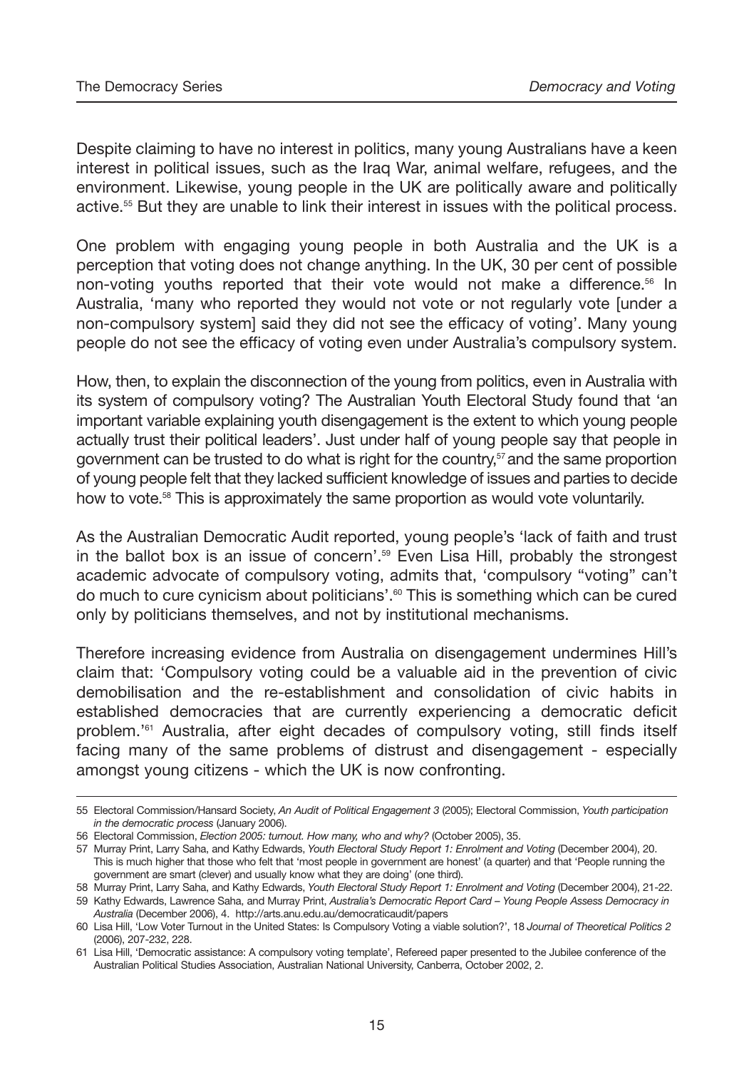Despite claiming to have no interest in politics, many young Australians have a keen interest in political issues, such as the Iraq War, animal welfare, refugees, and the environment. Likewise, young people in the UK are politically aware and politically active.[55] But they are unable to link their interest in issues with the political process.

One problem with engaging young people in both Australia and the UK is a perception that voting does not change anything. In the UK, 30 per cent of possible non-voting youths reported that their vote would not make a difference.[56] In Australia, 'many who reported they would not vote or not regularly vote [under a non-compulsory system] said they did not see the efficacy of voting'. Many young people do not see the efficacy of voting even under Australia's compulsory system.

How, then, to explain the disconnection of the young from politics, even in Australia with its system of compulsory voting? The Australian Youth Electoral Study found that 'an important variable explaining youth disengagement is the extent to which young people actually trust their political leaders'. Just under half of young people say that people in government can be trusted to do what is right for the country,[57] and the same proportion of young people felt that they lacked sufficient knowledge of issues and parties to decide how to vote.[58] This is approximately the same proportion as would vote voluntarily.

As the Australian Democratic Audit reported, young people's 'lack of faith and trust in the ballot box is an issue of concern'.[59] Even Lisa Hill, probably the strongest academic advocate of compulsory voting, admits that, 'compulsory "voting" can't do much to cure cynicism about politicians'.[60] This is something which can be cured only by politicians themselves, and not by institutional mechanisms.

Therefore increasing evidence from Australia on disengagement undermines Hill's claim that: 'Compulsory voting could be a valuable aid in the prevention of civic demobilisation and the re-establishment and consolidation of civic habits in established democracies that are currently experiencing a democratic deficit problem.'[61] Australia, after eight decades of compulsory voting, still finds itself facing many of the same problems of distrust and disengagement - especially amongst young citizens - which the UK is now confronting.

---

55 Electoral Commission/Hansard Society, *An Audit of Political Engagement 3* (2005); Electoral Commission, *Youth participation in the democratic process* (January 2006).

56 Electoral Commission, *Election 2005: turnout. How many, who and why?* (October 2005), 35.

57 Murray Print, Larry Saha, and Kathy Edwards, *Youth Electoral Study Report 1: Enrolment and Voting* (December 2004), 20. This is much higher that those who felt that 'most people in government are honest' (a quarter) and that 'People running the government are smart (clever) and usually know what they are doing' (one third).

58 Murray Print, Larry Saha, and Kathy Edwards, *Youth Electoral Study Report 1: Enrolment and Voting* (December 2004), 21-22.

59 Kathy Edwards, Lawrence Saha, and Murray Print, *Australia's Democratic Report Card – Young People Assess Democracy in Australia* (December 2006), 4. http://arts.anu.edu.au/democraticaudit/papers

60 Lisa Hill, 'Low Voter Turnout in the United States: Is Compulsory Voting a viable solution?', 18 *Journal of Theoretical Politics 2* (2006), 207-232, 228.

61 Lisa Hill, 'Democratic assistance: A compulsory voting template', Refereed paper presented to the Jubilee conference of the Australian Political Studies Association, Australian National University, Canberra, October 2002, 2.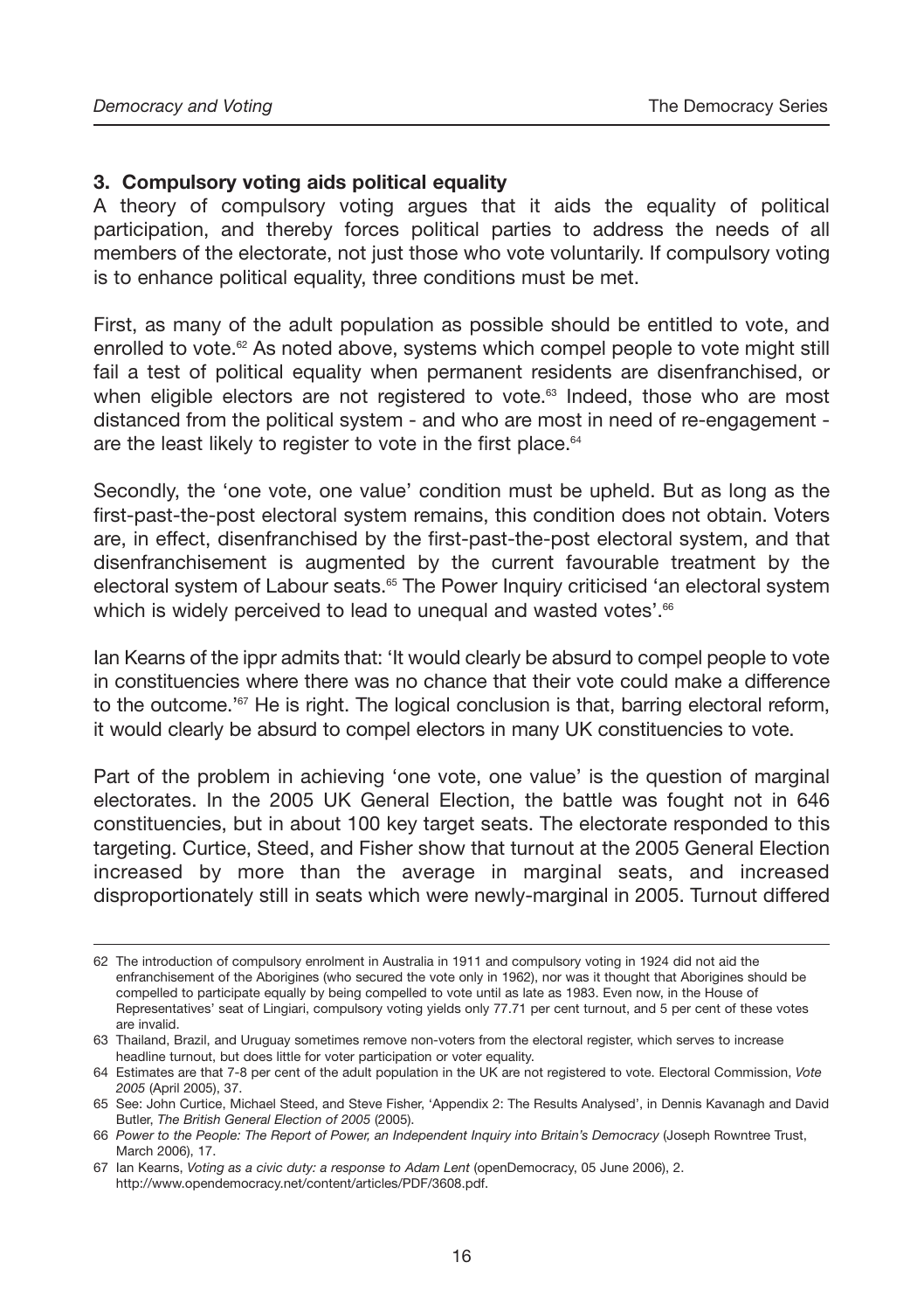### 3. Compulsory voting aids political equality

A theory of compulsory voting argues that it aids the equality of political participation, and thereby forces political parties to address the needs of all members of the electorate, not just those who vote voluntarily. If compulsory voting is to enhance political equality, three conditions must be met.

First, as many of the adult population as possible should be entitled to vote, and enrolled to vote.[62] As noted above, systems which compel people to vote might still fail a test of political equality when permanent residents are disenfranchised, or when eligible electors are not registered to vote.[63] Indeed, those who are most distanced from the political system - and who are most in need of re-engagement - are the least likely to register to vote in the first place.[64]

Secondly, the 'one vote, one value' condition must be upheld. But as long as the first-past-the-post electoral system remains, this condition does not obtain. Voters are, in effect, disenfranchised by the first-past-the-post electoral system, and that disenfranchisement is augmented by the current favourable treatment by the electoral system of Labour seats.[65] The Power Inquiry criticised 'an electoral system which is widely perceived to lead to unequal and wasted votes'.[66]

Ian Kearns of the ippr admits that: 'It would clearly be absurd to compel people to vote in constituencies where there was no chance that their vote could make a difference to the outcome.'[67] He is right. The logical conclusion is that, barring electoral reform, it would clearly be absurd to compel electors in many UK constituencies to vote.

Part of the problem in achieving 'one vote, one value' is the question of marginal electorates. In the 2005 UK General Election, the battle was fought not in 646 constituencies, but in about 100 key target seats. The electorate responded to this targeting. Curtice, Steed, and Fisher show that turnout at the 2005 General Election increased by more than the average in marginal seats, and increased disproportionately still in seats which were newly-marginal in 2005. Turnout differed

---

62 The introduction of compulsory enrolment in Australia in 1911 and compulsory voting in 1924 did not aid the enfranchisement of the Aborigines (who secured the vote only in 1962), nor was it thought that Aborigines should be compelled to participate equally by being compelled to vote until as late as 1983. Even now, in the House of Representatives' seat of Lingiari, compulsory voting yields only 77.71 per cent turnout, and 5 per cent of these votes are invalid.

63 Thailand, Brazil, and Uruguay sometimes remove non-voters from the electoral register, which serves to increase headline turnout, but does little for voter participation or voter equality.

64 Estimates are that 7-8 per cent of the adult population in the UK are not registered to vote. Electoral Commission, *Vote 2005* (April 2005), 37.

65 See: John Curtice, Michael Steed, and Steve Fisher, 'Appendix 2: The Results Analysed', in Dennis Kavanagh and David Butler, *The British General Election of 2005* (2005).

66 *Power to the People: The Report of Power, an Independent Inquiry into Britain's Democracy* (Joseph Rowntree Trust, March 2006), 17.

67 Ian Kearns, *Voting as a civic duty: a response to Adam Lent* (openDemocracy, 05 June 2006), 2. http://www.opendemocracy.net/content/articles/PDF/3608.pdf.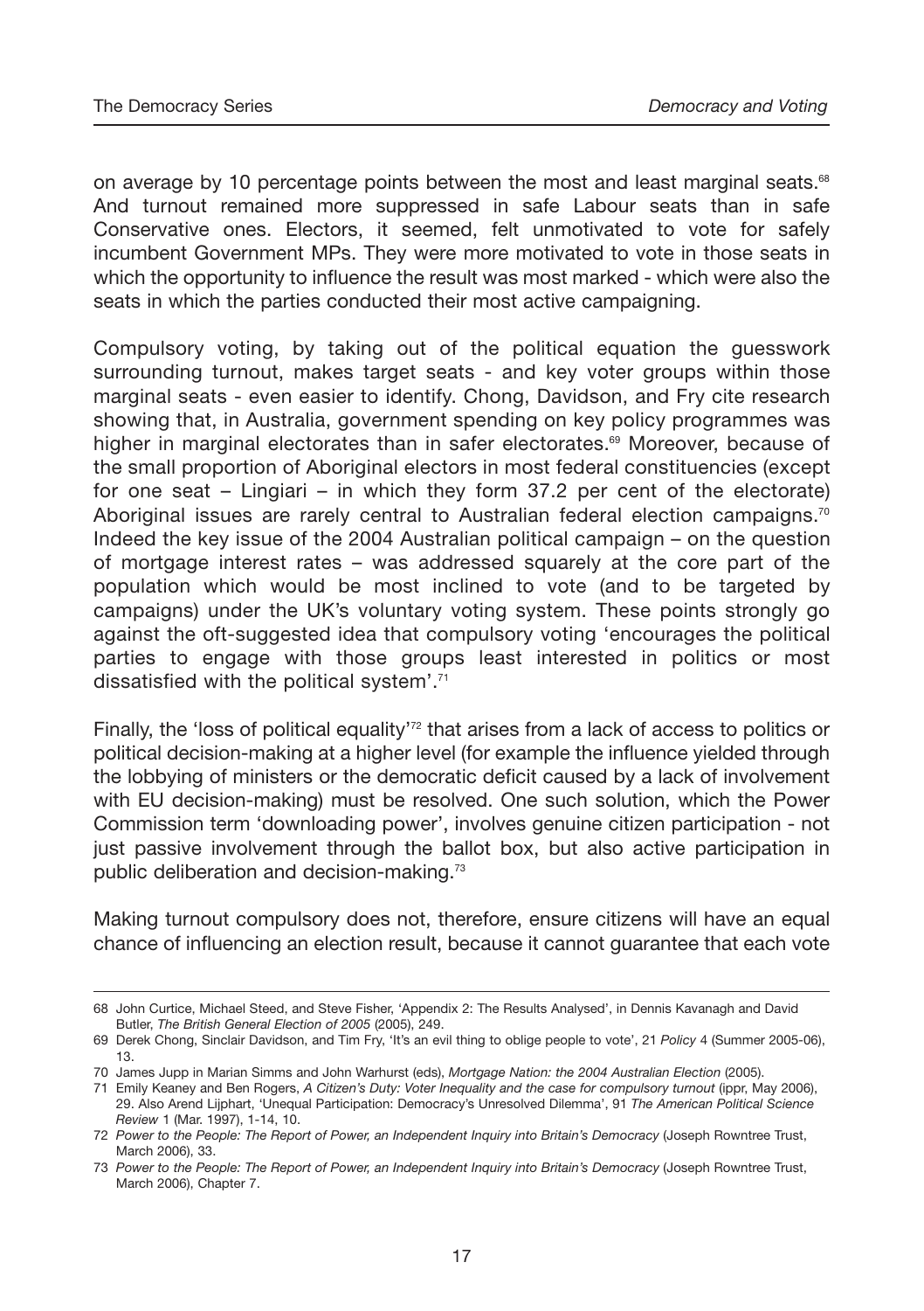on average by 10 percentage points between the most and least marginal seats.[68] And turnout remained more suppressed in safe Labour seats than in safe Conservative ones. Electors, it seemed, felt unmotivated to vote for safely incumbent Government MPs. They were more motivated to vote in those seats in which the opportunity to influence the result was most marked - which were also the seats in which the parties conducted their most active campaigning.

Compulsory voting, by taking out of the political equation the guesswork surrounding turnout, makes target seats - and key voter groups within those marginal seats - even easier to identify. Chong, Davidson, and Fry cite research showing that, in Australia, government spending on key policy programmes was higher in marginal electorates than in safer electorates.[69] Moreover, because of the small proportion of Aboriginal electors in most federal constituencies (except for one seat – Lingiari – in which they form 37.2 per cent of the electorate) Aboriginal issues are rarely central to Australian federal election campaigns.[70] Indeed the key issue of the 2004 Australian political campaign – on the question of mortgage interest rates – was addressed squarely at the core part of the population which would be most inclined to vote (and to be targeted by campaigns) under the UK's voluntary voting system. These points strongly go against the oft-suggested idea that compulsory voting 'encourages the political parties to engage with those groups least interested in politics or most dissatisfied with the political system'.[71]

Finally, the 'loss of political equality'[72] that arises from a lack of access to politics or political decision-making at a higher level (for example the influence yielded through the lobbying of ministers or the democratic deficit caused by a lack of involvement with EU decision-making) must be resolved. One such solution, which the Power Commission term 'downloading power', involves genuine citizen participation - not just passive involvement through the ballot box, but also active participation in public deliberation and decision-making.[73]

Making turnout compulsory does not, therefore, ensure citizens will have an equal chance of influencing an election result, because it cannot guarantee that each vote

---

68 John Curtice, Michael Steed, and Steve Fisher, 'Appendix 2: The Results Analysed', in Dennis Kavanagh and David Butler, *The British General Election of 2005* (2005), 249.

69 Derek Chong, Sinclair Davidson, and Tim Fry, 'It's an evil thing to oblige people to vote', 21 *Policy* 4 (Summer 2005-06), 13.

70 James Jupp in Marian Simms and John Warhurst (eds), *Mortgage Nation: the 2004 Australian Election* (2005).

71 Emily Keaney and Ben Rogers, *A Citizen's Duty: Voter Inequality and the case for compulsory turnout* (ippr, May 2006), 29. Also Arend Lijphart, 'Unequal Participation: Democracy's Unresolved Dilemma', 91 *The American Political Science Review* 1 (Mar. 1997), 1-14, 10.

72 *Power to the People: The Report of Power, an Independent Inquiry into Britain's Democracy* (Joseph Rowntree Trust, March 2006), 33.

73 *Power to the People: The Report of Power, an Independent Inquiry into Britain's Democracy* (Joseph Rowntree Trust, March 2006), Chapter 7.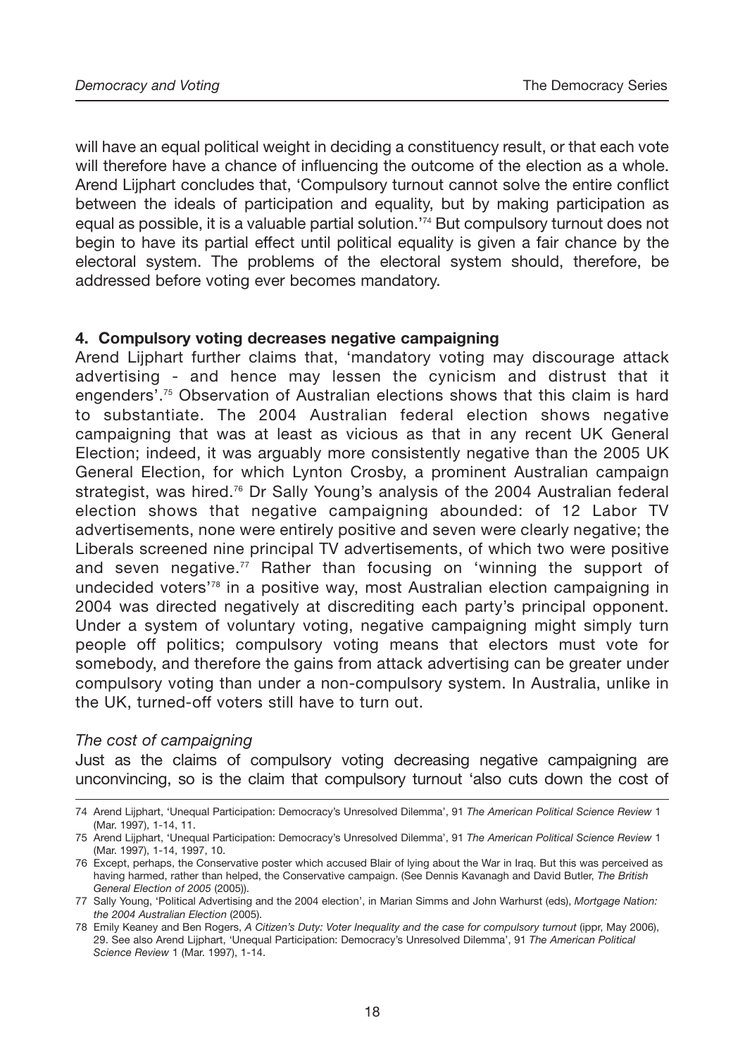will have an equal political weight in deciding a constituency result, or that each vote will therefore have a chance of influencing the outcome of the election as a whole. Arend Lijphart concludes that, 'Compulsory turnout cannot solve the entire conflict between the ideals of participation and equality, but by making participation as equal as possible, it is a valuable partial solution.'[74] But compulsory turnout does not begin to have its partial effect until political equality is given a fair chance by the electoral system. The problems of the electoral system should, therefore, be addressed before voting ever becomes mandatory.

### 4. Compulsory voting decreases negative campaigning

Arend Lijphart further claims that, 'mandatory voting may discourage attack advertising - and hence may lessen the cynicism and distrust that it engenders'.[75] Observation of Australian elections shows that this claim is hard to substantiate. The 2004 Australian federal election shows negative campaigning that was at least as vicious as that in any recent UK General Election; indeed, it was arguably more consistently negative than the 2005 UK General Election, for which Lynton Crosby, a prominent Australian campaign strategist, was hired.[76] Dr Sally Young's analysis of the 2004 Australian federal election shows that negative campaigning abounded: of 12 Labor TV advertisements, none were entirely positive and seven were clearly negative; the Liberals screened nine principal TV advertisements, of which two were positive and seven negative.[77] Rather than focusing on 'winning the support of undecided voters'[78] in a positive way, most Australian election campaigning in 2004 was directed negatively at discrediting each party's principal opponent. Under a system of voluntary voting, negative campaigning might simply turn people off politics; compulsory voting means that electors must vote for somebody, and therefore the gains from attack advertising can be greater under compulsory voting than under a non-compulsory system. In Australia, unlike in the UK, turned-off voters still have to turn out.

*The cost of campaigning*

Just as the claims of compulsory voting decreasing negative campaigning are unconvincing, so is the claim that compulsory turnout 'also cuts down the cost of

---

74 Arend Lijphart, 'Unequal Participation: Democracy's Unresolved Dilemma', 91 *The American Political Science Review* 1 (Mar. 1997), 1-14, 11.

75 Arend Lijphart, 'Unequal Participation: Democracy's Unresolved Dilemma', 91 *The American Political Science Review* 1 (Mar. 1997), 1-14, 1997, 10.

76 Except, perhaps, the Conservative poster which accused Blair of lying about the War in Iraq. But this was perceived as having harmed, rather than helped, the Conservative campaign. (See Dennis Kavanagh and David Butler, *The British General Election of 2005* (2005)).

77 Sally Young, 'Political Advertising and the 2004 election', in Marian Simms and John Warhurst (eds), *Mortgage Nation: the 2004 Australian Election* (2005).

78 Emily Keaney and Ben Rogers, *A Citizen's Duty: Voter Inequality and the case for compulsory turnout* (ippr, May 2006), 29. See also Arend Lijphart, 'Unequal Participation: Democracy's Unresolved Dilemma', 91 *The American Political Science Review* 1 (Mar. 1997), 1-14.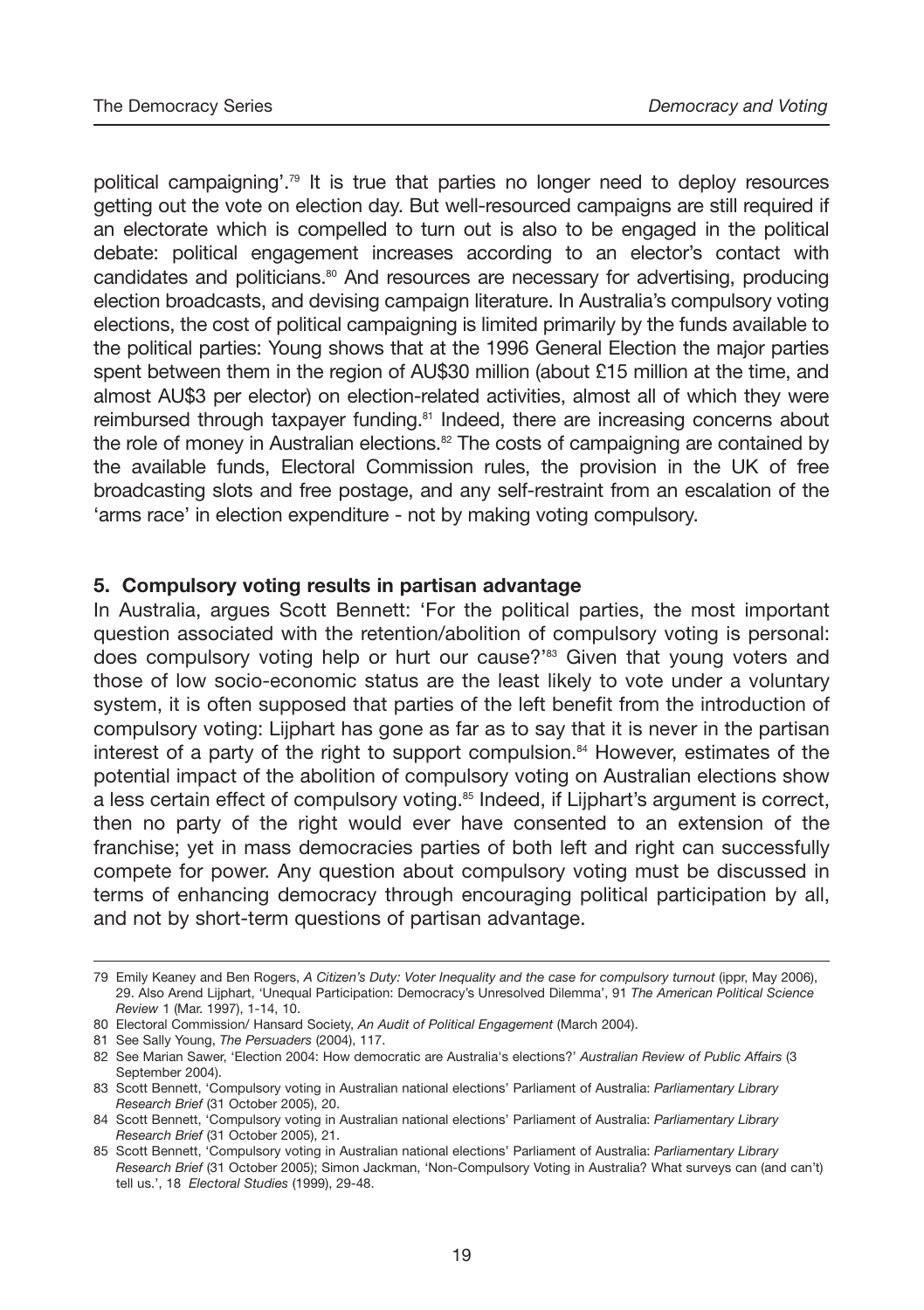political campaigning'.[79] It is true that parties no longer need to deploy resources getting out the vote on election day. But well-resourced campaigns are still required if an electorate which is compelled to turn out is also to be engaged in the political debate: political engagement increases according to an elector's contact with candidates and politicians.[80] And resources are necessary for advertising, producing election broadcasts, and devising campaign literature. In Australia's compulsory voting elections, the cost of political campaigning is limited primarily by the funds available to the political parties: Young shows that at the 1996 General Election the major parties spent between them in the region of AU$30 million (about £15 million at the time, and almost AU$3 per elector) on election-related activities, almost all of which they were reimbursed through taxpayer funding.[81] Indeed, there are increasing concerns about the role of money in Australian elections.[82] The costs of campaigning are contained by the available funds, Electoral Commission rules, the provision in the UK of free broadcasting slots and free postage, and any self-restraint from an escalation of the 'arms race' in election expenditure - not by making voting compulsory.

### 5. Compulsory voting results in partisan advantage

In Australia, argues Scott Bennett: 'For the political parties, the most important question associated with the retention/abolition of compulsory voting is personal: does compulsory voting help or hurt our cause?'[83] Given that young voters and those of low socio-economic status are the least likely to vote under a voluntary system, it is often supposed that parties of the left benefit from the introduction of compulsory voting: Lijphart has gone as far as to say that it is never in the partisan interest of a party of the right to support compulsion.[84] However, estimates of the potential impact of the abolition of compulsory voting on Australian elections show a less certain effect of compulsory voting.[85] Indeed, if Lijphart's argument is correct, then no party of the right would ever have consented to an extension of the franchise; yet in mass democracies parties of both left and right can successfully compete for power. Any question about compulsory voting must be discussed in terms of enhancing democracy through encouraging political participation by all, and not by short-term questions of partisan advantage.

---

79 Emily Keaney and Ben Rogers, *A Citizen's Duty: Voter Inequality and the case for compulsory turnout* (ippr, May 2006), 29. Also Arend Lijphart, 'Unequal Participation: Democracy's Unresolved Dilemma', 91 *The American Political Science Review* 1 (Mar. 1997), 1-14, 10.

80 Electoral Commission/ Hansard Society, *An Audit of Political Engagement* (March 2004).

81 See Sally Young, *The Persuaders* (2004), 117.

82 See Marian Sawer, 'Election 2004: How democratic are Australia's elections?' *Australian Review of Public Affairs* (3 September 2004).

83 Scott Bennett, 'Compulsory voting in Australian national elections' Parliament of Australia: *Parliamentary Library Research Brief* (31 October 2005), 20.

84 Scott Bennett, 'Compulsory voting in Australian national elections' Parliament of Australia: *Parliamentary Library Research Brief* (31 October 2005), 21.

85 Scott Bennett, 'Compulsory voting in Australian national elections' Parliament of Australia: *Parliamentary Library Research Brief* (31 October 2005); Simon Jackman, 'Non-Compulsory Voting in Australia? What surveys can (and can't) tell us.', 18 *Electoral Studies* (1999), 29-48.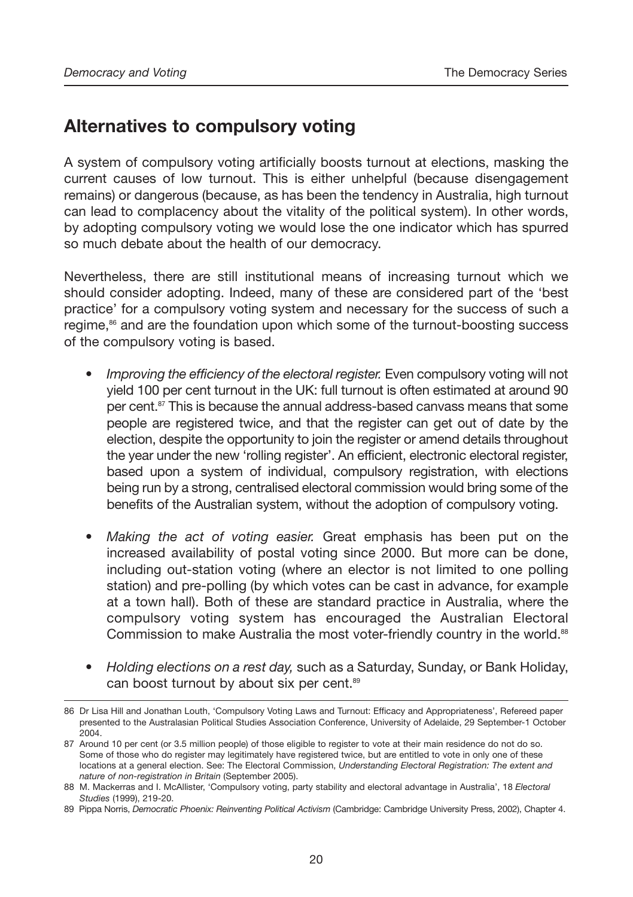## Alternatives to compulsory voting

A system of compulsory voting artificially boosts turnout at elections, masking the current causes of low turnout. This is either unhelpful (because disengagement remains) or dangerous (because, as has been the tendency in Australia, high turnout can lead to complacency about the vitality of the political system). In other words, by adopting compulsory voting we would lose the one indicator which has spurred so much debate about the health of our democracy.

Nevertheless, there are still institutional means of increasing turnout which we should consider adopting. Indeed, many of these are considered part of the 'best practice' for a compulsory voting system and necessary for the success of such a regime,[86] and are the foundation upon which some of the turnout-boosting success of the compulsory voting is based.

- *Improving the efficiency of the electoral register.* Even compulsory voting will not yield 100 per cent turnout in the UK: full turnout is often estimated at around 90 per cent.[87] This is because the annual address-based canvass means that some people are registered twice, and that the register can get out of date by the election, despite the opportunity to join the register or amend details throughout the year under the new 'rolling register'. An efficient, electronic electoral register, based upon a system of individual, compulsory registration, with elections being run by a strong, centralised electoral commission would bring some of the benefits of the Australian system, without the adoption of compulsory voting.

- *Making the act of voting easier.* Great emphasis has been put on the increased availability of postal voting since 2000. But more can be done, including out-station voting (where an elector is not limited to one polling station) and pre-polling (by which votes can be cast in advance, for example at a town hall). Both of these are standard practice in Australia, where the compulsory voting system has encouraged the Australian Electoral Commission to make Australia the most voter-friendly country in the world.[88]

- *Holding elections on a rest day,* such as a Saturday, Sunday, or Bank Holiday, can boost turnout by about six per cent.[89]

---

86 Dr Lisa Hill and Jonathan Louth, 'Compulsory Voting Laws and Turnout: Efficacy and Appropriateness', Refereed paper presented to the Australasian Political Studies Association Conference, University of Adelaide, 29 September-1 October 2004.

87 Around 10 per cent (or 3.5 million people) of those eligible to register to vote at their main residence do not do so. Some of those who do register may legitimately have registered twice, but are entitled to vote in only one of these locations at a general election. See: The Electoral Commission, *Understanding Electoral Registration: The extent and nature of non-registration in Britain* (September 2005).

88 M. Mackerras and I. McAllister, 'Compulsory voting, party stability and electoral advantage in Australia', 18 *Electoral Studies* (1999), 219-20.

89 Pippa Norris, *Democratic Phoenix: Reinventing Political Activism* (Cambridge: Cambridge University Press, 2002), Chapter 4.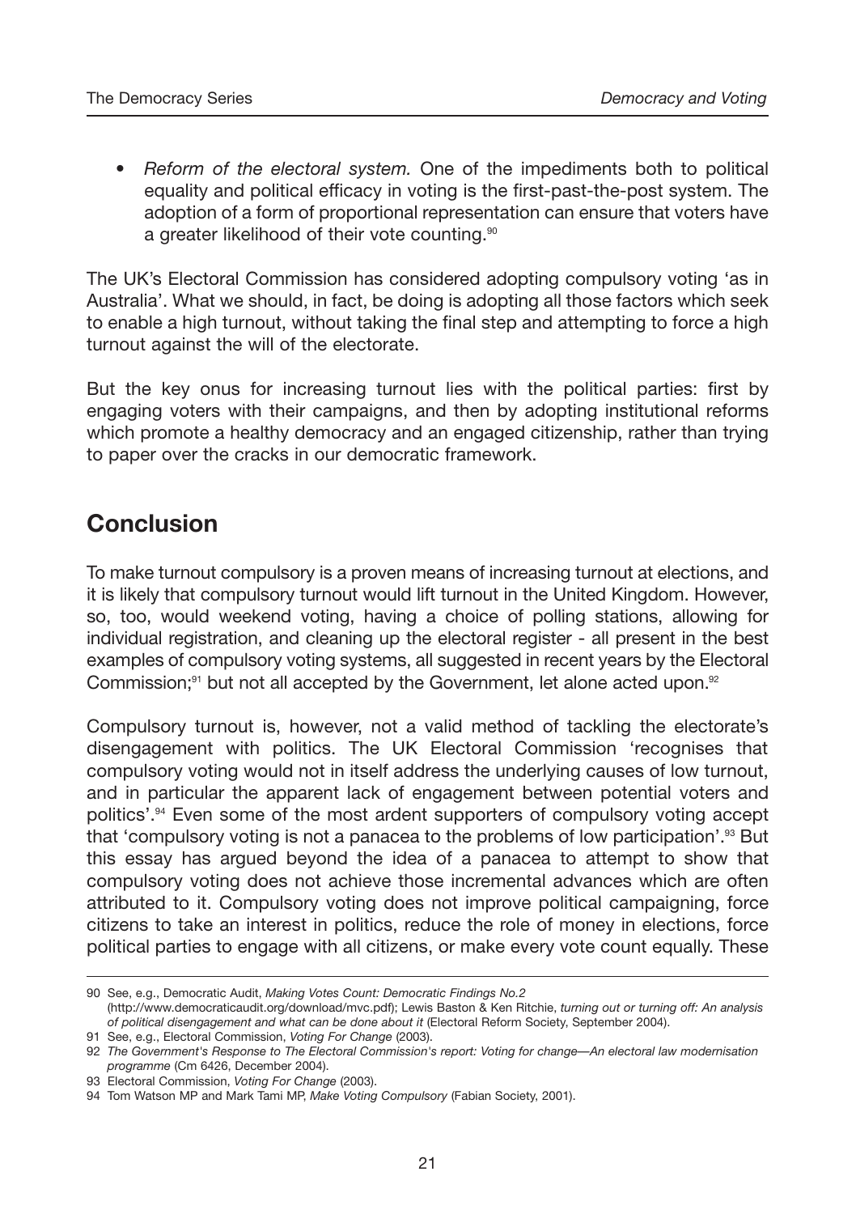- *Reform of the electoral system.* One of the impediments both to political equality and political efficacy in voting is the first-past-the-post system. The adoption of a form of proportional representation can ensure that voters have a greater likelihood of their vote counting.[90]

The UK's Electoral Commission has considered adopting compulsory voting 'as in Australia'. What we should, in fact, be doing is adopting all those factors which seek to enable a high turnout, without taking the final step and attempting to force a high turnout against the will of the electorate.

But the key onus for increasing turnout lies with the political parties: first by engaging voters with their campaigns, and then by adopting institutional reforms which promote a healthy democracy and an engaged citizenship, rather than trying to paper over the cracks in our democratic framework.

## Conclusion

To make turnout compulsory is a proven means of increasing turnout at elections, and it is likely that compulsory turnout would lift turnout in the United Kingdom. However, so, too, would weekend voting, having a choice of polling stations, allowing for individual registration, and cleaning up the electoral register - all present in the best examples of compulsory voting systems, all suggested in recent years by the Electoral Commission;[91] but not all accepted by the Government, let alone acted upon.[92]

Compulsory turnout is, however, not a valid method of tackling the electorate's disengagement with politics. The UK Electoral Commission 'recognises that compulsory voting would not in itself address the underlying causes of low turnout, and in particular the apparent lack of engagement between potential voters and politics'.[94] Even some of the most ardent supporters of compulsory voting accept that 'compulsory voting is not a panacea to the problems of low participation'.[93] But this essay has argued beyond the idea of a panacea to attempt to show that compulsory voting does not achieve those incremental advances which are often attributed to it. Compulsory voting does not improve political campaigning, force citizens to take an interest in politics, reduce the role of money in elections, force political parties to engage with all citizens, or make every vote count equally. These

---

90 See, e.g., Democratic Audit, *Making Votes Count: Democratic Findings No.2* (http://www.democraticaudit.org/download/mvc.pdf); Lewis Baston & Ken Ritchie, *turning out or turning off: An analysis of political disengagement and what can be done about it* (Electoral Reform Society, September 2004).

91 See, e.g., Electoral Commission, *Voting For Change* (2003).

92 *The Government's Response to The Electoral Commission's report: Voting for change—An electoral law modernisation programme* (Cm 6426, December 2004).

93 Electoral Commission, *Voting For Change* (2003).

94 Tom Watson MP and Mark Tami MP, *Make Voting Compulsory* (Fabian Society, 2001).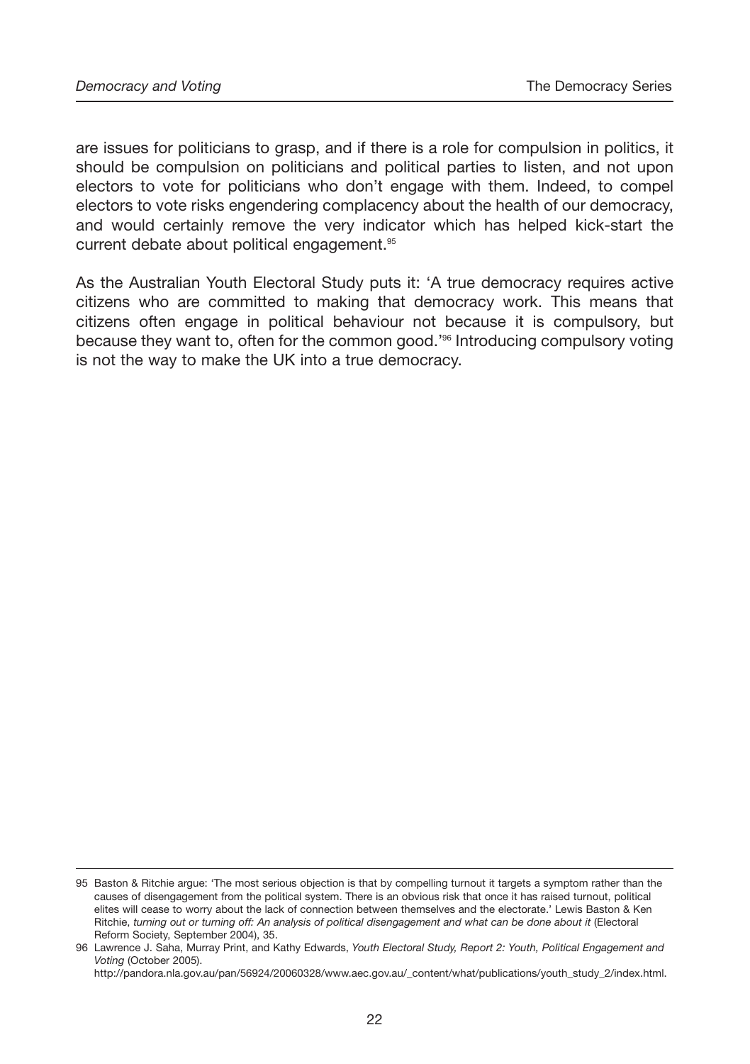are issues for politicians to grasp, and if there is a role for compulsion in politics, it should be compulsion on politicians and political parties to listen, and not upon electors to vote for politicians who don't engage with them. Indeed, to compel electors to vote risks engendering complacency about the health of our democracy, and would certainly remove the very indicator which has helped kick-start the current debate about political engagement.[95]

As the Australian Youth Electoral Study puts it: 'A true democracy requires active citizens who are committed to making that democracy work. This means that citizens often engage in political behaviour not because it is compulsory, but because they want to, often for the common good.'[96] Introducing compulsory voting is not the way to make the UK into a true democracy.

---

95 Baston & Ritchie argue: 'The most serious objection is that by compelling turnout it targets a symptom rather than the causes of disengagement from the political system. There is an obvious risk that once it has raised turnout, political elites will cease to worry about the lack of connection between themselves and the electorate.' Lewis Baston & Ken Ritchie, *turning out or turning off: An analysis of political disengagement and what can be done about it* (Electoral Reform Society, September 2004), 35.

96 Lawrence J. Saha, Murray Print, and Kathy Edwards, *Youth Electoral Study, Report 2: Youth, Political Engagement and Voting* (October 2005). http://pandora.nla.gov.au/pan/56924/20060328/www.aec.gov.au/_content/what/publications/youth_study_2/index.html.